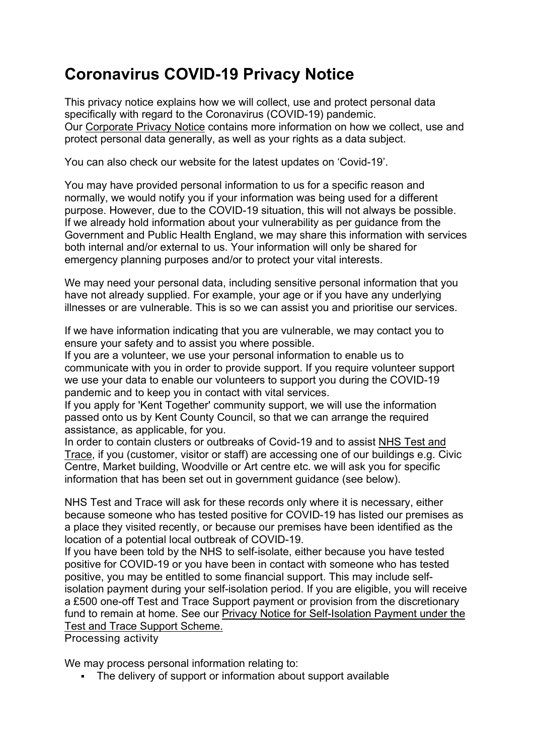# Coronavirus COVID-19 Privacy Notice

This privacy notice explains how we will collect, use and protect personal data specifically with regard to the Coronavirus (COVID-19) pandemic.
Our Corporate Privacy Notice contains more information on how we collect, use and protect personal data generally, as well as your rights as a data subject.

You can also check our website for the latest updates on 'Covid-19'.

You may have provided personal information to us for a specific reason and normally, we would notify you if your information was being used for a different purpose. However, due to the COVID-19 situation, this will not always be possible. If we already hold information about your vulnerability as per guidance from the Government and Public Health England, we may share this information with services both internal and/or external to us. Your information will only be shared for emergency planning purposes and/or to protect your vital interests.

We may need your personal data, including sensitive personal information that you have not already supplied. For example, your age or if you have any underlying illnesses or are vulnerable. This is so we can assist you and prioritise our services.

If we have information indicating that you are vulnerable, we may contact you to ensure your safety and to assist you where possible.
If you are a volunteer, we use your personal information to enable us to communicate with you in order to provide support. If you require volunteer support we use your data to enable our volunteers to support you during the COVID-19 pandemic and to keep you in contact with vital services.
If you apply for 'Kent Together' community support, we will use the information passed onto us by Kent County Council, so that we can arrange the required assistance, as applicable, for you.
In order to contain clusters or outbreaks of Covid-19 and to assist NHS Test and Trace, if you (customer, visitor or staff) are accessing one of our buildings e.g. Civic Centre, Market building, Woodville or Art centre etc. we will ask you for specific information that has been set out in government guidance (see below).

NHS Test and Trace will ask for these records only where it is necessary, either because someone who has tested positive for COVID-19 has listed our premises as a place they visited recently, or because our premises have been identified as the location of a potential local outbreak of COVID-19.
If you have been told by the NHS to self-isolate, either because you have tested positive for COVID-19 or you have been in contact with someone who has tested positive, you may be entitled to some financial support. This may include self-isolation payment during your self-isolation period. If you are eligible, you will receive a £500 one-off Test and Trace Support payment or provision from the discretionary fund to remain at home. See our Privacy Notice for Self-Isolation Payment under the Test and Trace Support Scheme.

Processing activity

We may process personal information relating to:

- The delivery of support or information about support available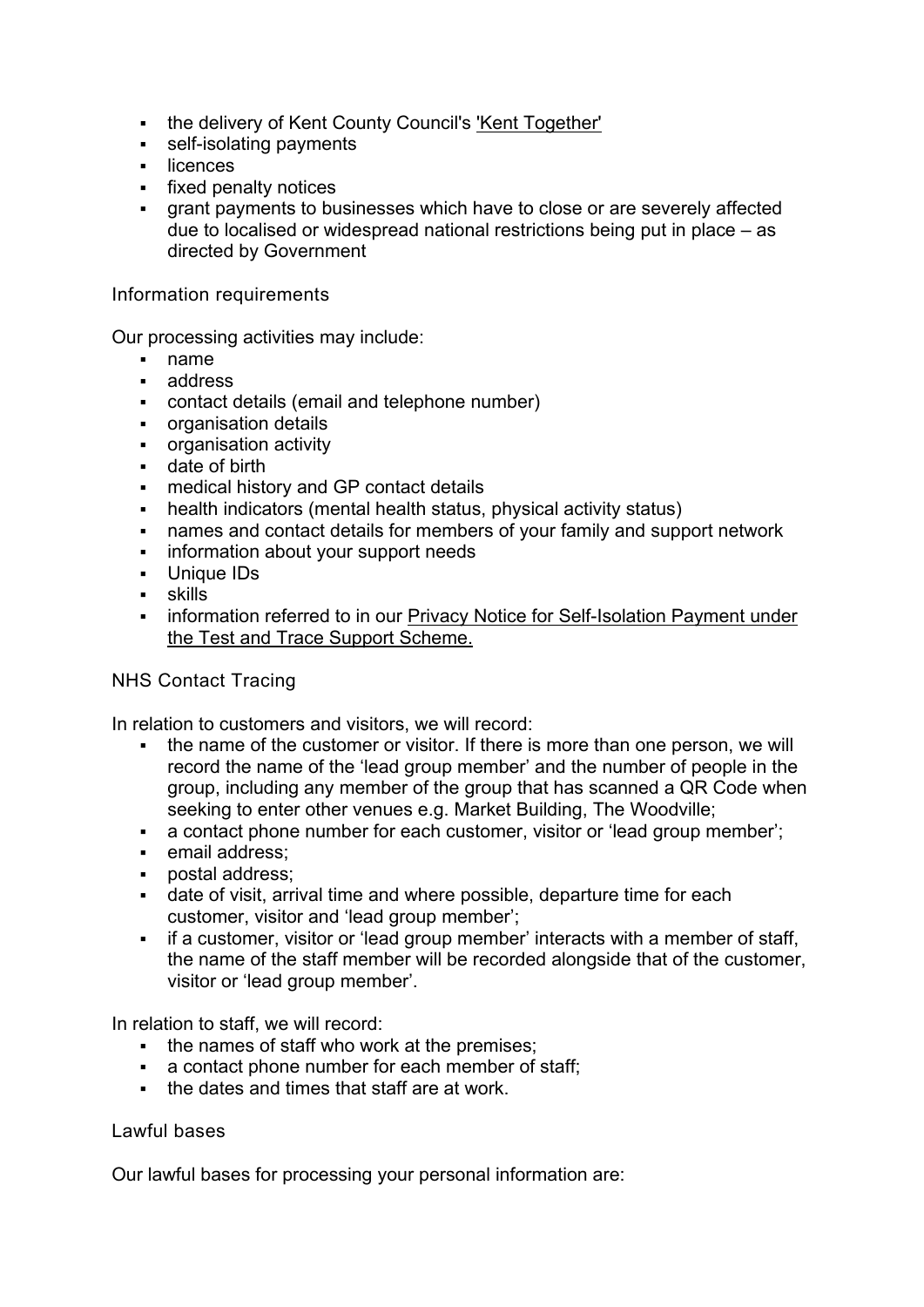- the delivery of Kent County Council's 'Kent Together'
- self-isolating payments
- licences
- fixed penalty notices
- grant payments to businesses which have to close or are severely affected due to localised or widespread national restrictions being put in place – as directed by Government

### Information requirements

Our processing activities may include:

- name
- address
- contact details (email and telephone number)
- organisation details
- organisation activity
- date of birth
- medical history and GP contact details
- health indicators (mental health status, physical activity status)
- names and contact details for members of your family and support network
- information about your support needs
- Unique IDs
- skills
- information referred to in our Privacy Notice for Self-Isolation Payment under the Test and Trace Support Scheme.

### NHS Contact Tracing

In relation to customers and visitors, we will record:

- the name of the customer or visitor. If there is more than one person, we will record the name of the 'lead group member' and the number of people in the group, including any member of the group that has scanned a QR Code when seeking to enter other venues e.g. Market Building, The Woodville;
- a contact phone number for each customer, visitor or 'lead group member';
- email address;
- postal address;
- date of visit, arrival time and where possible, departure time for each customer, visitor and 'lead group member';
- if a customer, visitor or 'lead group member' interacts with a member of staff, the name of the staff member will be recorded alongside that of the customer, visitor or 'lead group member'.

In relation to staff, we will record:

- the names of staff who work at the premises;
- a contact phone number for each member of staff;
- the dates and times that staff are at work.

### Lawful bases

Our lawful bases for processing your personal information are: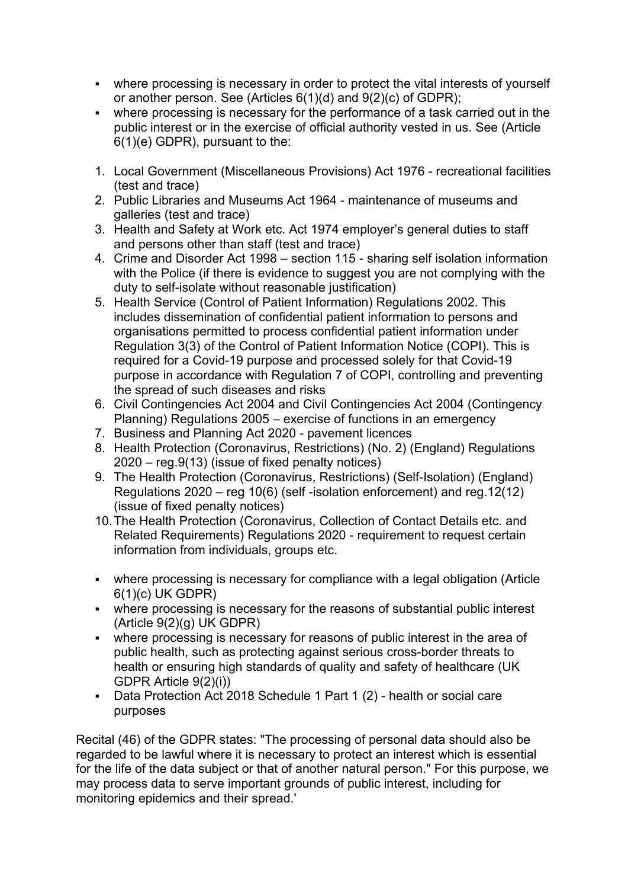- where processing is necessary in order to protect the vital interests of yourself or another person. See (Articles 6(1)(d) and 9(2)(c) of GDPR);
- where processing is necessary for the performance of a task carried out in the public interest or in the exercise of official authority vested in us. See (Article 6(1)(e) GDPR), pursuant to the:

1. Local Government (Miscellaneous Provisions) Act 1976 - recreational facilities (test and trace)
2. Public Libraries and Museums Act 1964 - maintenance of museums and galleries (test and trace)
3. Health and Safety at Work etc. Act 1974 employer's general duties to staff and persons other than staff (test and trace)
4. Crime and Disorder Act 1998 – section 115 - sharing self isolation information with the Police (if there is evidence to suggest you are not complying with the duty to self-isolate without reasonable justification)
5. Health Service (Control of Patient Information) Regulations 2002. This includes dissemination of confidential patient information to persons and organisations permitted to process confidential patient information under Regulation 3(3) of the Control of Patient Information Notice (COPI). This is required for a Covid-19 purpose and processed solely for that Covid-19 purpose in accordance with Regulation 7 of COPI, controlling and preventing the spread of such diseases and risks
6. Civil Contingencies Act 2004 and Civil Contingencies Act 2004 (Contingency Planning) Regulations 2005 – exercise of functions in an emergency
7. Business and Planning Act 2020 - pavement licences
8. Health Protection (Coronavirus, Restrictions) (No. 2) (England) Regulations 2020 – reg.9(13) (issue of fixed penalty notices)
9. The Health Protection (Coronavirus, Restrictions) (Self-Isolation) (England) Regulations 2020 – reg 10(6) (self -isolation enforcement) and reg.12(12) (issue of fixed penalty notices)
10. The Health Protection (Coronavirus, Collection of Contact Details etc. and Related Requirements) Regulations 2020 - requirement to request certain information from individuals, groups etc.

- where processing is necessary for compliance with a legal obligation (Article 6(1)(c) UK GDPR)
- where processing is necessary for the reasons of substantial public interest (Article 9(2)(g) UK GDPR)
- where processing is necessary for reasons of public interest in the area of public health, such as protecting against serious cross-border threats to health or ensuring high standards of quality and safety of healthcare (UK GDPR Article 9(2)(i))
- Data Protection Act 2018 Schedule 1 Part 1 (2) - health or social care purposes

Recital (46) of the GDPR states: "The processing of personal data should also be regarded to be lawful where it is necessary to protect an interest which is essential for the life of the data subject or that of another natural person." For this purpose, we may process data to serve important grounds of public interest, including for monitoring epidemics and their spread.'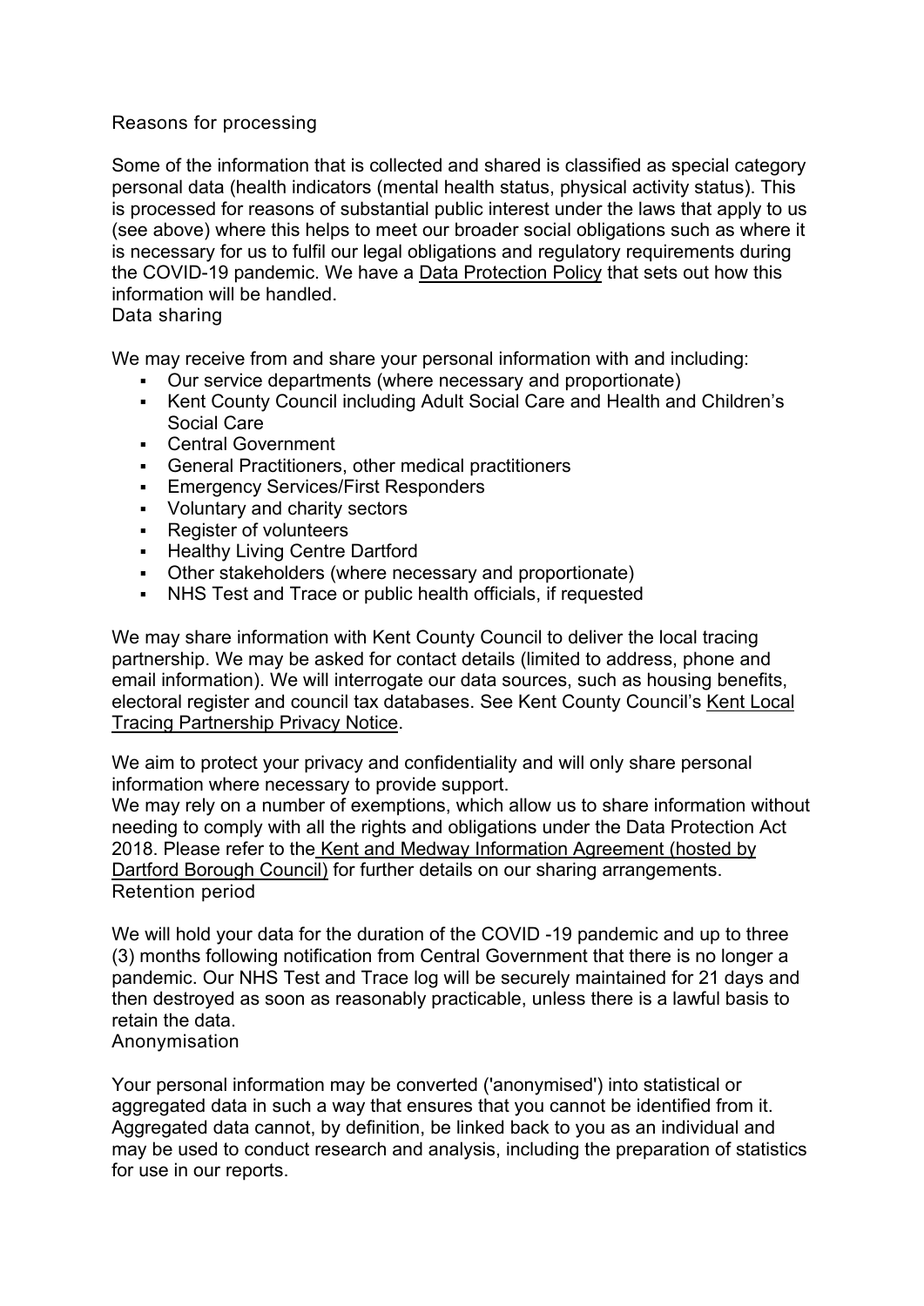## Reasons for processing

Some of the information that is collected and shared is classified as special category personal data (health indicators (mental health status, physical activity status). This is processed for reasons of substantial public interest under the laws that apply to us (see above) where this helps to meet our broader social obligations such as where it is necessary for us to fulfil our legal obligations and regulatory requirements during the COVID-19 pandemic. We have a Data Protection Policy that sets out how this information will be handled.

## Data sharing

We may receive from and share your personal information with and including:

- Our service departments (where necessary and proportionate)
- Kent County Council including Adult Social Care and Health and Children's Social Care
- Central Government
- General Practitioners, other medical practitioners
- Emergency Services/First Responders
- Voluntary and charity sectors
- Register of volunteers
- Healthy Living Centre Dartford
- Other stakeholders (where necessary and proportionate)
- NHS Test and Trace or public health officials, if requested

We may share information with Kent County Council to deliver the local tracing partnership. We may be asked for contact details (limited to address, phone and email information). We will interrogate our data sources, such as housing benefits, electoral register and council tax databases. See Kent County Council's Kent Local Tracing Partnership Privacy Notice.

We aim to protect your privacy and confidentiality and will only share personal information where necessary to provide support.

We may rely on a number of exemptions, which allow us to share information without needing to comply with all the rights and obligations under the Data Protection Act 2018. Please refer to the Kent and Medway Information Agreement (hosted by Dartford Borough Council) for further details on our sharing arrangements.

## Retention period

We will hold your data for the duration of the COVID -19 pandemic and up to three (3) months following notification from Central Government that there is no longer a pandemic. Our NHS Test and Trace log will be securely maintained for 21 days and then destroyed as soon as reasonably practicable, unless there is a lawful basis to retain the data.

## Anonymisation

Your personal information may be converted ('anonymised') into statistical or aggregated data in such a way that ensures that you cannot be identified from it. Aggregated data cannot, by definition, be linked back to you as an individual and may be used to conduct research and analysis, including the preparation of statistics for use in our reports.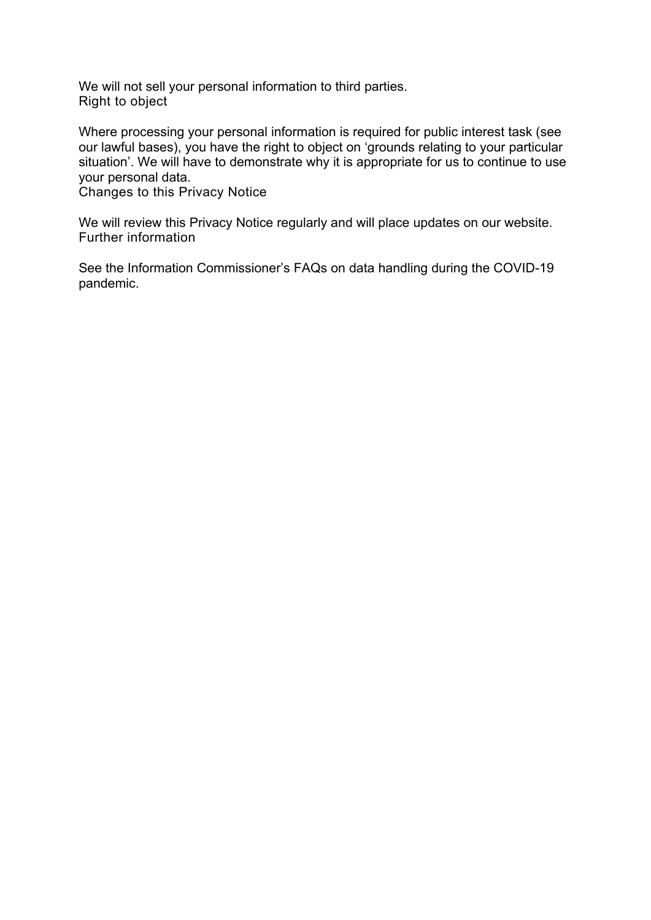We will not sell your personal information to third parties.

## Right to object

Where processing your personal information is required for public interest task (see our lawful bases), you have the right to object on 'grounds relating to your particular situation'. We will have to demonstrate why it is appropriate for us to continue to use your personal data.

## Changes to this Privacy Notice

We will review this Privacy Notice regularly and will place updates on our website.

## Further information

See the Information Commissioner's FAQs on data handling during the COVID-19 pandemic.